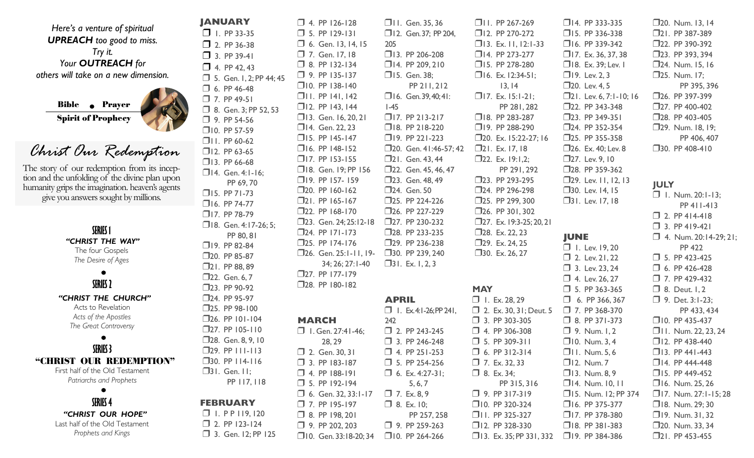*Here's a venture of spiritual*
***UPREACH** too good to miss.*
*Try it.*
*Your **OUTREACH** for*
*others will take on a new dimension.*

**Bible • Prayer**
**Spirit of Prophecy**

## Christ Our Redemption

The story of our redemption from its inception and the unfolding of the divine plan upon humanity grips the imagination. heaven's agents give you answers sought by millions.

### SERIES 1
***"CHRIST THE WAY"***
The four Gospels
*The Desire of Ages*

•

### SERIES 2
***"CHRIST THE CHURCH"***
Acts to Revelation
*Acts of the Apostles*
*The Great Controversy*

•

### SERIES 3
**"CHRIST OUR REDEMPTION"**
First half of the Old Testament
*Patriarchs and Prophets*

•

### SERIES 4
***"CHRIST OUR HOPE"***
Last half of the Old Testament
*Prophets and Kings*

## JANUARY

- ❑ 1. PP 33-35
- ❑ 2. PP 36-38
- ❑ 3. PP 39-41
- ❑ 4. PP 42, 43
- ❑ 5. Gen. 1, 2; PP 44; 45
- ❑ 6. PP 46-48
- ❑ 7. PP 49-51
- ❑ 8. Gen. 3; PP 52, 53
- ❑ 9. PP 54-56
- ❑ 10. PP 57-59
- ❑ 11. PP 60-62
- ❑ 12. PP 63-65
- ❑ 13. PP 66-68
- ❑ 14. Gen. 4:1-16; PP 69, 70
- ❑ 15. PP 71-73
- ❑ 16. PP 74-77
- ❑ 17. PP 78-79
- ❑ 18. Gen. 4:17-26; 5; PP 80, 81
- ❑ 19. PP 82-84
- ❑ 20. PP 85-87
- ❑ 21. PP 88, 89
- ❑ 22. Gen. 6, 7
- ❑ 23. PP 90-92
- ❑ 24. PP 95-97
- ❑ 25. PP 98-100
- ❑ 26. PP 101-104
- ❑ 27. PP 105-110
- ❑ 28. Gen. 8, 9, 10
- ❑ 29. PP 111-113
- ❑ 30. PP 114-116
- ❑ 31. Gen. 11; PP 117, 118

## FEBRUARY

- ❑ 1. P P 119, 120
- ❑ 2. PP 123-124
- ❑ 3. Gen. 12; PP 125
- ❑ 4. PP 126-128
- ❑ 5. PP 129-131
- ❑ 6. Gen. 13, 14, 15
- ❑ 7. Gen. 17, 18
- ❑ 8. PP 132-134
- ❑ 9. PP 135-137
- ❑ 10. PP 138-140
- ❑ 11. PP 141, 142
- ❑ 12. PP 143, 144
- ❑ 13. Gen. 16, 20, 21
- ❑ 14. Gen. 22, 23
- ❑ 15. PP 145-147
- ❑ 16. PP 148-152
- ❑ 17. PP 153-155
- ❑ 18. Gen. 19; PP 156
- ❑ 19. PP 157- 159
- ❑ 20. PP 160-162
- ❑ 21. PP 165-167
- ❑ 22. PP 168-170
- ❑ 23. Gen. 24; 25:12-18
- ❑ 24. PP 171-173
- ❑ 25. PP 174-176
- ❑ 26. Gen. 25:1-11, 19-34; 26; 27:1-40
- ❑ 27. PP 177-179
- ❑ 28. PP 180-182

## MARCH

- ❑ 1. Gen. 27:41-46; 28, 29
- ❑ 2. Gen. 30, 31
- ❑ 3. PP 183-187
- ❑ 4. PP 188-191
- ❑ 5. PP 192-194
- ❑ 6. Gen. 32, 33:1-17
- ❑ 7. PP 195-197
- ❑ 8. PP 198, 201
- ❑ 9. PP 202, 203
- ❑ 10. Gen. 33:18-20; 34
- ❑ 11. Gen. 35, 36
- ❑ 12. Gen. 37; PP 204, 205
- ❑ 13. PP 206-208
- ❑ 14. PP 209, 210
- ❑ 15. Gen. 38; PP 211, 212
- ❑ 16. Gen. 39, 40; 41:1-45
- ❑ 17. PP 213-217
- ❑ 18. PP 218-220
- ❑ 19. PP 221-223
- ❑ 20. Gen. 41:46-57; 42
- ❑ 21. Gen. 43, 44
- ❑ 22. Gen. 45, 46, 47
- ❑ 23. Gen. 48, 49
- ❑ 24. Gen. 50
- ❑ 25. PP 224-226
- ❑ 26. PP 227-229
- ❑ 27. PP 230-232
- ❑ 28. PP 233-235
- ❑ 29. PP 236-238
- ❑ 30. PP 239, 240
- ❑ 31. Ex. 1, 2, 3

## APRIL

- ❑ 1. Ex. 4:1-26; PP 241, 242
- ❑ 2. PP 243-245
- ❑ 3. PP 246-248
- ❑ 4. PP 251-253
- ❑ 5. PP 254-256
- ❑ 6. Ex. 4:27-31; 5, 6, 7
- ❑ 7. Ex. 8, 9
- ❑ 8. Ex. 10; PP 257, 258
- ❑ 9. PP 259-263
- ❑ 10. PP 264-266
- ❑ 11. PP 267-269
- ❑ 12. PP 270-272
- ❑ 13. Ex. 11, 12:1-33
- ❑ 14. PP 273-277
- ❑ 15. PP 278-280
- ❑ 16. Ex. 12:34-51; 13, 14
- ❑ 17. Ex. 15:1-21; PP 281, 282
- ❑ 18. PP 283-287
- ❑ 19. PP 288-290
- ❑ 20. Ex. 15:22-27; 16
- ❑ 21. Ex. 17, 18
- ❑ 22. Ex. 19:1,2; PP 291, 292
- ❑ 23. PP 293-295
- ❑ 24. PP 296-298
- ❑ 25. PP 299, 300
- ❑ 26. PP 301, 302
- ❑ 27. Ex. 19:3-25; 20, 21
- ❑ 28. Ex. 22, 23
- ❑ 29. Ex. 24, 25
- ❑ 30. Ex. 26, 27

## MAY

- ❑ 1. Ex. 28, 29
- ❑ 2. Ex. 30, 31; Deut. 5
- ❑ 3. PP 303-305
- ❑ 4. PP 306-308
- ❑ 5. PP 309-311
- ❑ 6. PP 312-314
- ❑ 7. Ex. 32, 33
- ❑ 8. Ex. 34; PP 315, 316
- ❑ 9. PP 317-319
- ❑ 10. PP 320-324
- ❑ 11. PP 325-327
- ❑ 12. PP 328-330
- ❑ 13. Ex. 35; PP 331, 332
- ❑ 14. PP 333-335
- ❑ 15. PP 336-338
- ❑ 16. PP 339-342
- ❑ 17. Ex. 36, 37, 38
- ❑ 18. Ex. 39; Lev. 1
- ❑ 19. Lev. 2, 3
- ❑ 20. Lev. 4, 5
- ❑ 21. Lev. 6, 7:1-10; 16
- ❑ 22. PP 343-348
- ❑ 23. PP 349-351
- ❑ 24. PP 352-354
- ❑ 25. PP 355-358
- ❑ 26. Ex. 40; Lev. 8
- ❑ 27. Lev. 9, 10
- ❑ 28. PP 359-362
- ❑ 29. Lev. 11, 12, 13
- ❑ 30. Lev. 14, 15
- ❑ 31. Lev. 17, 18

## JUNE

- ❑ 1. Lev. 19, 20
- ❑ 2. Lev. 21, 22
- ❑ 3. Lev. 23, 24
- ❑ 4. Lev. 26, 27
- ❑ 5. PP 363-365
- ❑ 6. PP 366, 367
- ❑ 7. PP 368-370
- ❑ 8. PP 371-373
- ❑ 9. Num. 1, 2
- ❑ 10. Num. 3, 4
- ❑ 11. Num. 5, 6
- ❑ 12. Num. 7
- ❑ 13. Num. 8, 9
- ❑ 14. Num. 10, 11
- ❑ 15. Num. 12; PP 374
- ❑ 16. PP 375-377
- ❑ 17. PP 378-380
- ❑ 18. PP 381-383
- ❑ 19. PP 384-386
- ❑ 20. Num. 13, 14
- ❑ 21. PP 387-389
- ❑ 22. PP 390-392
- ❑ 23. PP 393, 394
- ❑ 24. Num. 15, 16
- ❑ 25. Num. 17; PP 395, 396
- ❑ 26. PP 397-399
- ❑ 27. PP 400-402
- ❑ 28. PP 403-405
- ❑ 29. Num. 18, 19; PP 406, 407
- ❑ 30. PP 408-410

## JULY

- ❑ 1. Num. 20:1-13; PP 411-413
- ❑ 2. PP 414-418
- ❑ 3. PP 419-421
- ❑ 4. Num. 20:14-29; 21; PP 422
- ❑ 5. PP 423-425
- ❑ 6. PP 426-428
- ❑ 7. PP 429-432
- ❑ 8. Deut. 1, 2
- ❑ 9. Det. 3:1-23; PP 433, 434
- ❑ 10. PP 435-437
- ❑ 11. Num. 22, 23, 24
- ❑ 12. PP 438-440
- ❑ 13. PP 441-443
- ❑ 14. PP 444-448
- ❑ 15. PP 449-452
- ❑ 16. Num. 25, 26
- ❑ 17. Num. 27:1-15; 28
- ❑ 18. Num. 29; 30
- ❑ 19. Num. 31, 32
- ❑ 20. Num. 33, 34
- ❑ 21. PP 453-455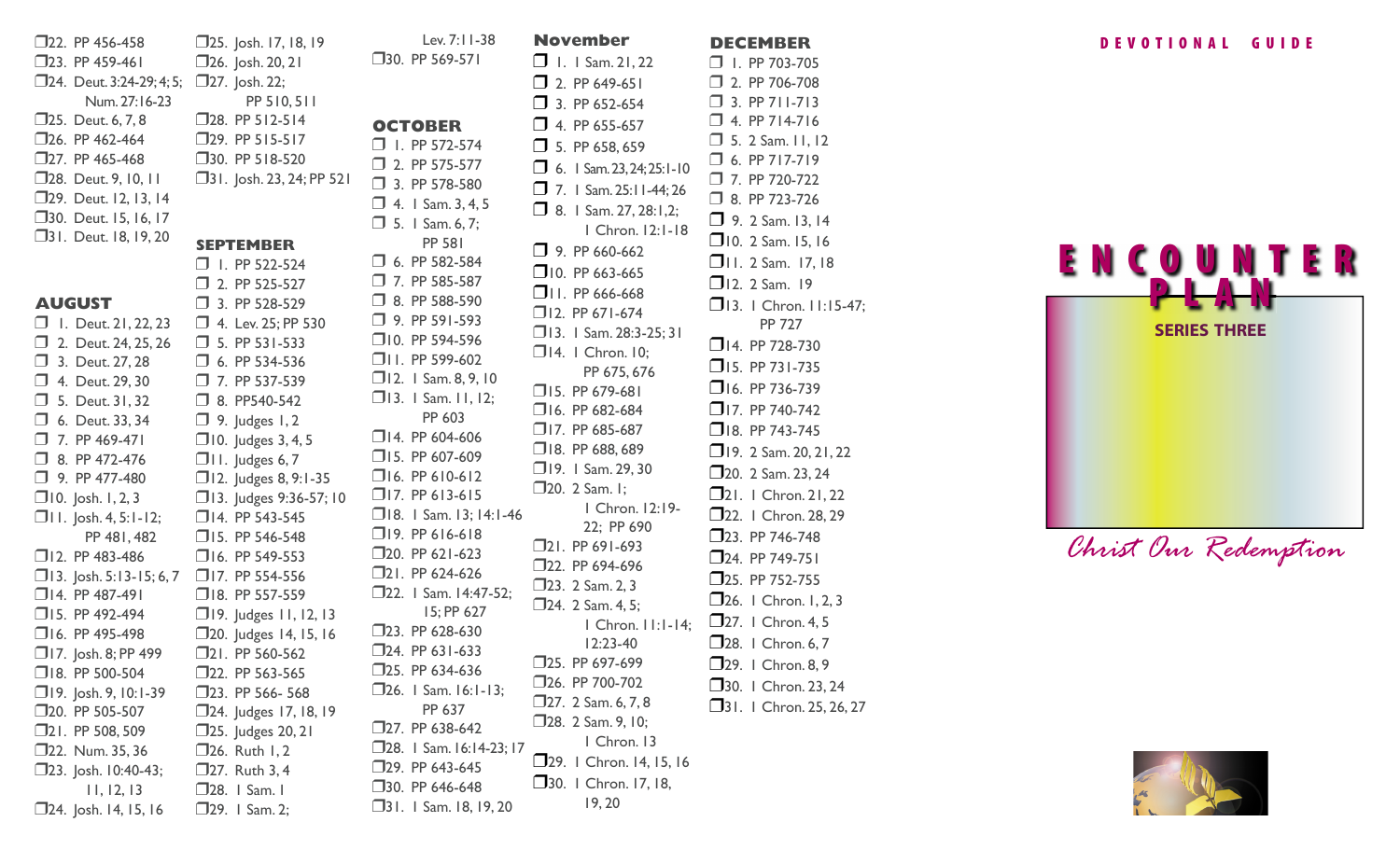- ❐22. PP 456-458
- ❐23. PP 459-461
- ❐24. Deut. 3:24-29; 4; 5; Num. 27:16-23
- ❐25. Deut. 6, 7, 8
- ❐26. PP 462-464
- ❐27. PP 465-468
- ❐28. Deut. 9, 10, 11
- ❐29. Deut. 12, 13, 14
- ❐30. Deut. 15, 16, 17
- ❐31. Deut. 18, 19, 20

## AUGUST

- ❐ 1. Deut. 21, 22, 23
- ❐ 2. Deut. 24, 25, 26
- ❐ 3. Deut. 27, 28
- ❐ 4. Deut. 29, 30
- ❐ 5. Deut. 31, 32
- ❐ 6. Deut. 33, 34
- ❐ 7. PP 469-471
- ❐ 8. PP 472-476
- ❐ 9. PP 477-480
- ❐10. Josh. 1, 2, 3
- ❐11. Josh. 4, 5:1-12; PP 481, 482
- ❐12. PP 483-486
- ❐13. Josh. 5:13-15; 6, 7
- ❐14. PP 487-491
- ❐15. PP 492-494
- ❐16. PP 495-498
- ❐17. Josh. 8; PP 499
- ❐18. PP 500-504
- ❐19. Josh. 9, 10:1-39
- ❐20. PP 505-507
- ❐21. PP 508, 509
- ❐22. Num. 35, 36
- ❐23. Josh. 10:40-43; 11, 12, 13
- ❐24. Josh. 14, 15, 16
- ❐25. Josh. 17, 18, 19
- ❐26. Josh. 20, 21
- ❐27. Josh. 22; PP 510, 511
- ❐28. PP 512-514
- ❐29. PP 515-517
- ❐30. PP 518-520
- ❐31. Josh. 23, 24; PP 521

## SEPTEMBER

- ❐ 1. PP 522-524
- ❐ 2. PP 525-527
- ❐ 3. PP 528-529
- ❐ 4. Lev. 25; PP 530
- ❐ 5. PP 531-533
- ❐ 6. PP 534-536
- ❐ 7. PP 537-539
- ❐ 8. PP540-542
- ❐ 9. Judges 1, 2
- ❐10. Judges 3, 4, 5
- ❐11. Judges 6, 7
- ❐12. Judges 8, 9:1-35
- ❐13. Judges 9:36-57; 10
- ❐14. PP 543-545
- ❐15. PP 546-548
- ❐16. PP 549-553
- ❐17. PP 554-556
- ❐18. PP 557-559
- ❐19. Judges 11, 12, 13
- ❐20. Judges 14, 15, 16
- ❐21. PP 560-562
- ❐22. PP 563-565
- ❐23. PP 566- 568
- ❐24. Judges 17, 18, 19
- ❐25. Judges 20, 21
- ❐26. Ruth 1, 2
- ❐27. Ruth 3, 4
- ❐28. I Sam. 1
- ❐29. I Sam. 2; Lev. 7:11-38
- ❐30. PP 569-571

## OCTOBER

- ❐ 1. PP 572-574
- ❐ 2. PP 575-577
- ❐ 3. PP 578-580
- ❐ 4. I Sam. 3, 4, 5
- ❐ 5. I Sam. 6, 7; PP 581
- ❐ 6. PP 582-584
- ❐ 7. PP 585-587
- ❐ 8. PP 588-590
- ❐ 9. PP 591-593
- ❐10. PP 594-596
- ❐11. PP 599-602
- ❐12. I Sam. 8, 9, 10
- ❐13. I Sam. 11, 12; PP 603
- ❐14. PP 604-606
- ❐15. PP 607-609
- ❐16. PP 610-612
- ❐17. PP 613-615
- ❐18. I Sam. 13; 14:1-46
- ❐19. PP 616-618
- ❐20. PP 621-623
- ❐21. PP 624-626
- ❐22. I Sam. 14:47-52; 15; PP 627
- ❐23. PP 628-630
- ❐24. PP 631-633
- ❐25. PP 634-636
- ❐26. I Sam. 16:1-13; PP 637
- ❐27. PP 638-642
- ❐28. I Sam. 16:14-23; 17
- ❐29. PP 643-645
- ❐30. PP 646-648
- ❐31. I Sam. 18, 19, 20

## November

- ❐ 1. I Sam. 21, 22
- ❐ 2. PP 649-651
- ❐ 3. PP 652-654
- ❐ 4. PP 655-657
- ❐ 5. PP 658, 659
- ❐ 6. I Sam. 23, 24; 25:1-10
- ❐ 7. I Sam. 25:11-44; 26
- ❐ 8. I Sam. 27, 28:1,2; I Chron. 12:1-18
- ❐ 9. PP 660-662
- ❐10. PP 663-665
- ❐11. PP 666-668
- ❐12. PP 671-674
- ❐13. I Sam. 28:3-25; 31
- ❐14. I Chron. 10; PP 675, 676
- ❐15. PP 679-681
- ❐16. PP 682-684
- ❐17. PP 685-687
- ❐18. PP 688, 689
- ❐19. I Sam. 29, 30
- ❐20. 2 Sam. 1; I Chron. 12:19-22; PP 690
- ❐21. PP 691-693
- ❐22. PP 694-696
- ❐23. 2 Sam. 2, 3
- ❐24. 2 Sam. 4, 5; I Chron. 11:1-14; 12:23-40
- ❐25. PP 697-699
- ❐26. PP 700-702
- ❐27. 2 Sam. 6, 7, 8
- ❐28. 2 Sam. 9, 10; I Chron. 13
- ❐29. I Chron. 14, 15, 16
- ❐30. I Chron. 17, 18, 19, 20

## DECEMBER

- ❐ 1. PP 703-705
- ❐ 2. PP 706-708
- ❐ 3. PP 711-713
- ❐ 4. PP 714-716
- ❐ 5. 2 Sam. 11, 12
- ❐ 6. PP 717-719
- ❐ 7. PP 720-722
- ❐ 8. PP 723-726
- ❐ 9. 2 Sam. 13, 14
- ❐10. 2 Sam. 15, 16
- ❐11. 2 Sam. 17, 18
- ❐12. 2 Sam. 19
- ❐13. I Chron. 11:15-47; PP 727
- ❐14. PP 728-730
- ❐15. PP 731-735
- ❐16. PP 736-739
- ❐17. PP 740-742
- ❐18. PP 743-745
- ❐19. 2 Sam. 20, 21, 22
- ❐20. 2 Sam. 23, 24
- ❐21. I Chron. 21, 22
- ❐22. I Chron. 28, 29
- ❐23. PP 746-748
- ❐24. PP 749-751
- ❐25. PP 752-755
- ❐26. I Chron. 1, 2, 3
- ❐27. I Chron. 4, 5
- ❐28. I Chron. 6, 7
- ❐29. I Chron. 8, 9
- ❐30. I Chron. 23, 24
- ❐31. I Chron. 25, 26, 27

**DEVOTIONAL GUIDE**

# ENCOUNTER PLAN

**SERIES THREE**

*Christ Our Redemption*